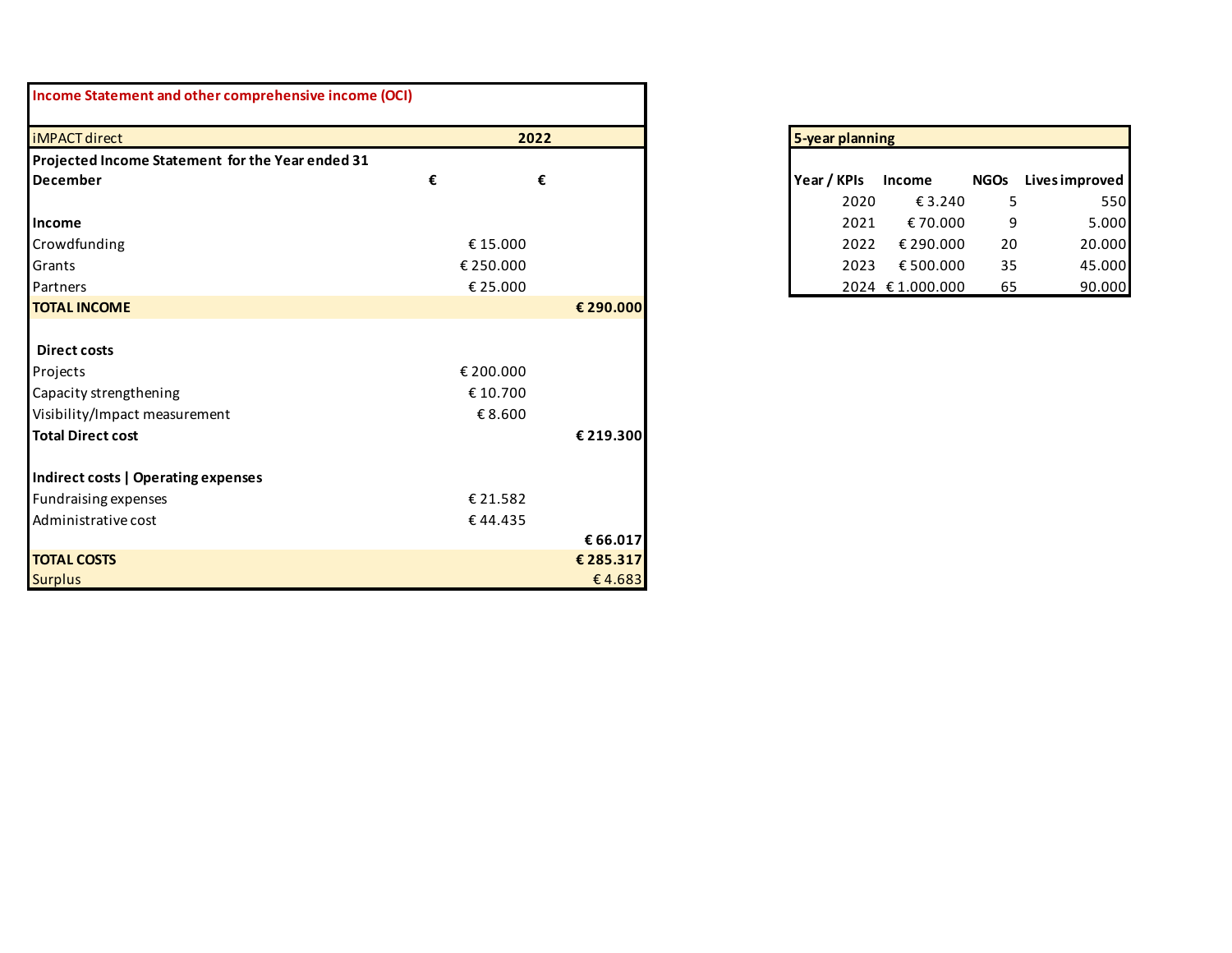## Income Statement and other comprehensive income (OCI)

| iMPACT direct | 2022 | |
|---|---|---|
| **Projected Income Statement for the Year ended 31 December** | **€** | **€** |
| | | |
| **Income** | | |
| Crowdfunding | € 15.000 | |
| Grants | € 250.000 | |
| Partners | € 25.000 | |
| **TOTAL INCOME** | | **€ 290.000** |
| | | |
| **Direct costs** | | |
| Projects | € 200.000 | |
| Capacity strengthening | € 10.700 | |
| Visibility/Impact measurement | € 8.600 | |
| **Total Direct cost** | | **€ 219.300** |
| | | |
| **Indirect costs \| Operating expenses** | | |
| Fundraising expenses | € 21.582 | |
| Administrative cost | € 44.435 | |
| | | **€ 66.017** |
| **TOTAL COSTS** | | **€ 285.317** |
| Surplus | | € 4.683 |

## 5-year planning

| Year / KPIs | Income | NGOs | Lives improved |
|---|---|---|---|
| 2020 | € 3.240 | 5 | 550 |
| 2021 | € 70.000 | 9 | 5.000 |
| 2022 | € 290.000 | 20 | 20.000 |
| 2023 | € 500.000 | 35 | 45.000 |
| 2024 | € 1.000.000 | 65 | 90.000 |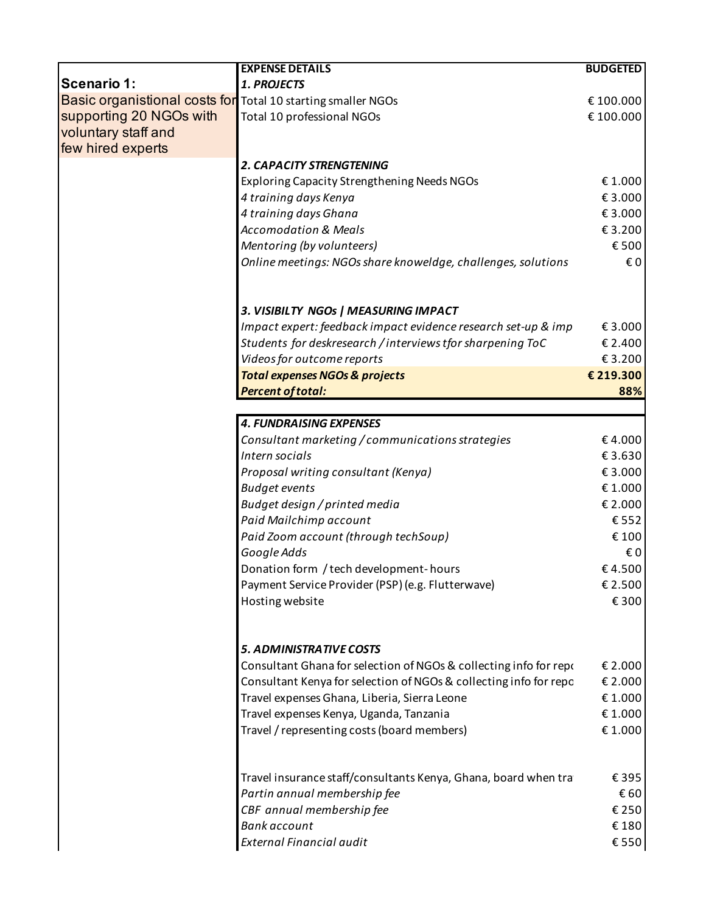**Scenario 1:**

Basic organistional costs for supporting 20 NGOs with voluntary staff and few hired experts

| EXPENSE DETAILS | BUDGETED |
|---|---|
| ***1. PROJECTS*** | |
| Total 10 starting smaller NGOs | € 100.000 |
| Total 10 professional NGOs | € 100.000 |
| | |
| ***2. CAPACITY STRENGTENING*** | |
| Exploring Capacity Strengthening Needs NGOs | € 1.000 |
| *4 training days Kenya* | € 3.000 |
| *4 training days Ghana* | € 3.000 |
| *Accomodation & Meals* | € 3.200 |
| *Mentoring (by volunteers)* | € 500 |
| *Online meetings: NGOs share knoweldge, challenges, solutions* | € 0 |
| | |
| ***3. VISIBILTY NGOs \| MEASURING IMPACT*** | |
| *Impact expert: feedback impact evidence research set-up & imp* | € 3.000 |
| *Students for deskresearch / interviews tfor sharpening ToC* | € 2.400 |
| *Videos for outcome reports* | € 3.200 |
| ***Total expenses NGOs & projects*** | **€ 219.300** |
| ***Percent of total:*** | **88%** |

| | |
|---|---|
| ***4. FUNDRAISING EXPENSES*** | |
| *Consultant marketing / communications strategies* | € 4.000 |
| *Intern socials* | € 3.630 |
| *Proposal writing consultant (Kenya)* | € 3.000 |
| *Budget events* | € 1.000 |
| *Budget design / printed media* | € 2.000 |
| *Paid Mailchimp account* | € 552 |
| *Paid Zoom account (through techSoup)* | € 100 |
| *Google Adds* | € 0 |
| Donation form / tech development- hours | € 4.500 |
| Payment Service Provider (PSP) (e.g. Flutterwave) | € 2.500 |
| Hosting website | € 300 |
| | |
| ***5. ADMINISTRATIVE COSTS*** | |
| Consultant Ghana for selection of NGOs & collecting info for repo | € 2.000 |
| Consultant Kenya for selection of NGOs & collecting info for repo | € 2.000 |
| Travel expenses Ghana, Liberia, Sierra Leone | € 1.000 |
| Travel expenses Kenya, Uganda, Tanzania | € 1.000 |
| Travel / representing costs (board members) | € 1.000 |
| | |
| Travel insurance staff/consultants Kenya, Ghana, board when tra | € 395 |
| *Partin annual membership fee* | € 60 |
| *CBF annual membership fee* | € 250 |
| *Bank account* | € 180 |
| *External Financial audit* | € 550 |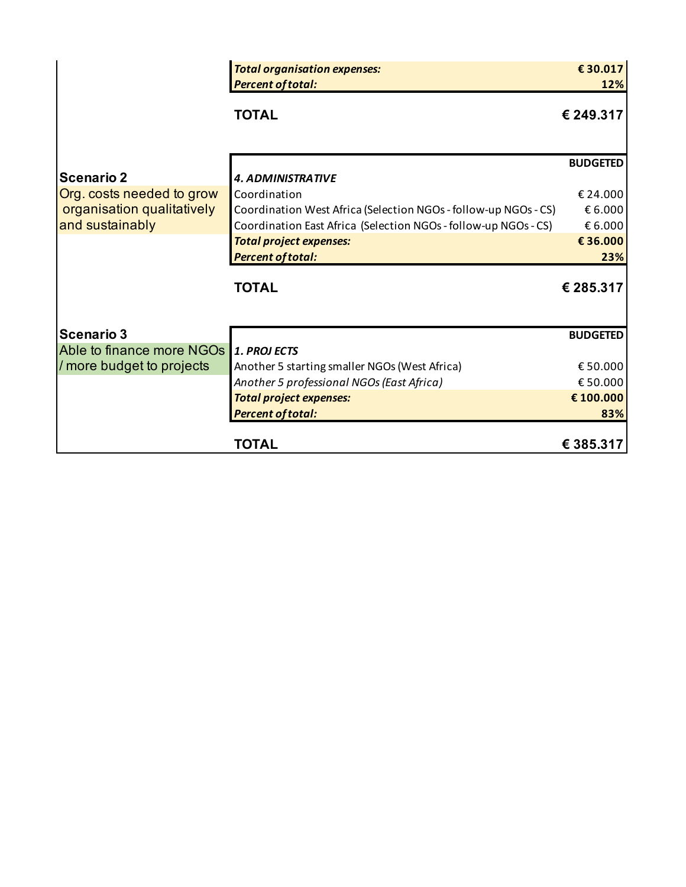| | | |
|---|---|---|
| | ***Total organisation expenses:*** | **€ 30.017** |
| | ***Percent of total:*** | **12%** |
| | **TOTAL** | **€ 249.317** |

| | | |
|---|---|---|
| | | **BUDGETED** |
| **Scenario 2** | ***4. ADMINISTRATIVE*** | |
| Org. costs needed to grow organisation qualitatively and sustainably | Coordination | € 24.000 |
| | Coordination West Africa (Selection NGOs - follow-up NGOs - CS) | € 6.000 |
| | Coordination East Africa (Selection NGOs - follow-up NGOs - CS) | € 6.000 |
| | ***Total project expenses:*** | **€ 36.000** |
| | ***Percent of total:*** | **23%** |
| | **TOTAL** | **€ 285.317** |

| | | |
|---|---|---|
| **Scenario 3** | | **BUDGETED** |
| Able to finance more NGOs / more budget to projects | ***1. PROJECTS*** | |
| | Another 5 starting smaller NGOs (West Africa) | € 50.000 |
| | *Another 5 professional NGOs (East Africa)* | € 50.000 |
| | ***Total project expenses:*** | **€ 100.000** |
| | ***Percent of total:*** | **83%** |
| | **TOTAL** | **€ 385.317** |